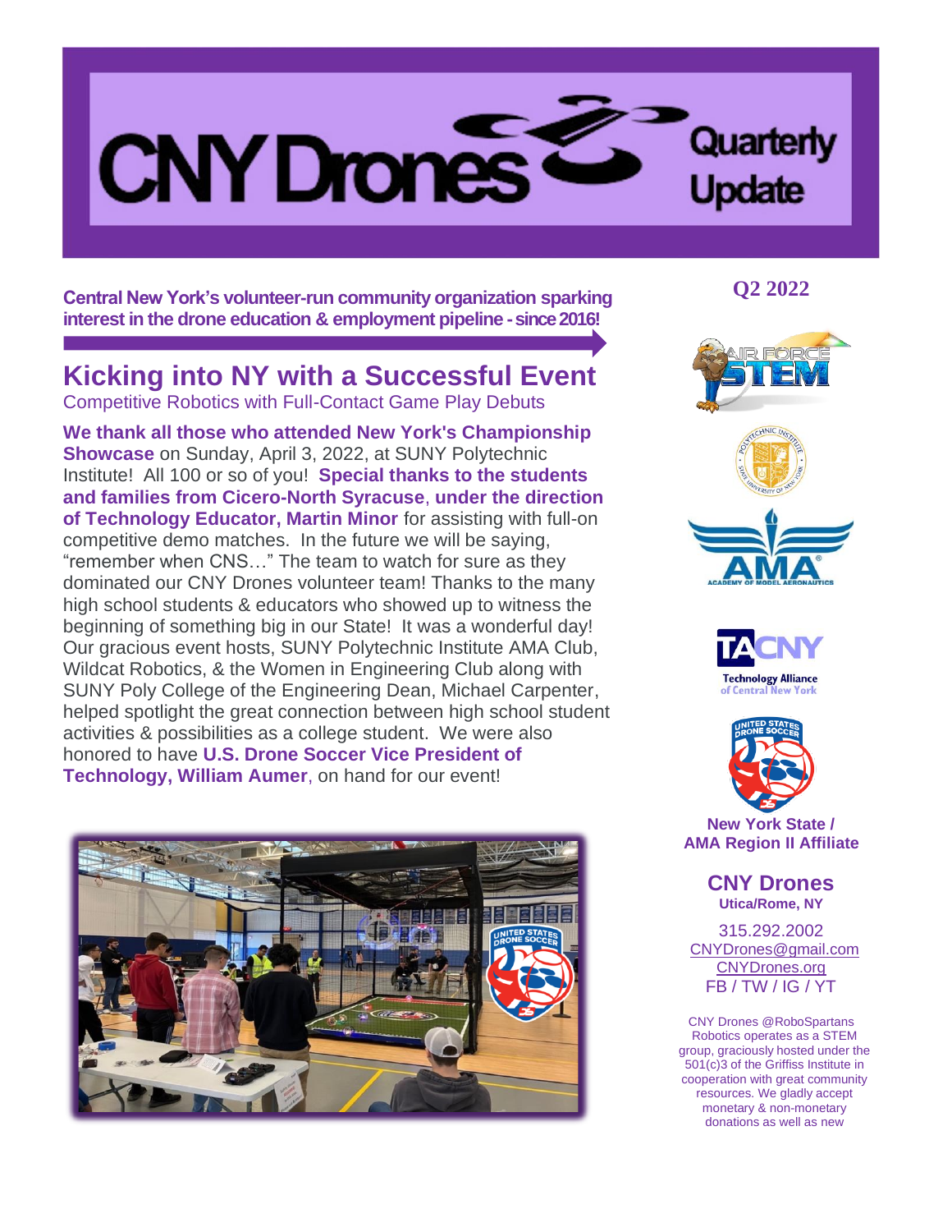# CNY Drones Quarterly Update

**Central New York's volunteer-run community organization sparking interest in the drone education & employment pipeline - since 2016!**

**Q2 2022**

## Kicking into NY with a Successful Event

Competitive Robotics with Full-Contact Game Play Debuts

**We thank all those who attended New York's Championship Showcase** on Sunday, April 3, 2022, at SUNY Polytechnic Institute! All 100 or so of you! **Special thanks to the students and families from Cicero-North Syracuse**, **under the direction of Technology Educator, Martin Minor** for assisting with full-on competitive demo matches. In the future we will be saying, "remember when CNS…" The team to watch for sure as they dominated our CNY Drones volunteer team! Thanks to the many high school students & educators who showed up to witness the beginning of something big in our State! It was a wonderful day! Our gracious event hosts, SUNY Polytechnic Institute AMA Club, Wildcat Robotics, & the Women in Engineering Club along with SUNY Poly College of the Engineering Dean, Michael Carpenter, helped spotlight the great connection between high school student activities & possibilities as a college student. We were also honored to have **U.S. Drone Soccer Vice President of Technology, William Aumer**, on hand for our event!

**New York State / AMA Region II Affiliate**

**CNY Drones**
**Utica/Rome, NY**

315.292.2002
CNYDrones@gmail.com
CNYDrones.org
FB / TW / IG / YT

CNY Drones @RoboSpartans Robotics operates as a STEM group, graciously hosted under the 501(c)3 of the Griffiss Institute in cooperation with great community resources. We gladly accept monetary & non-monetary donations as well as new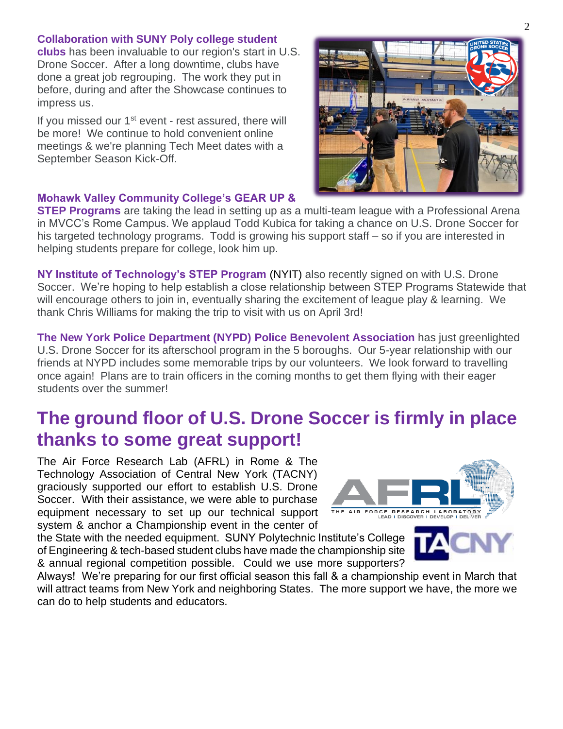**Collaboration with SUNY Poly college student clubs** has been invaluable to our region's start in U.S. Drone Soccer. After a long downtime, clubs have done a great job regrouping. The work they put in before, during and after the Showcase continues to impress us.

If you missed our 1st event - rest assured, there will be more! We continue to hold convenient online meetings & we're planning Tech Meet dates with a September Season Kick-Off.

**Mohawk Valley Community College's GEAR UP & STEP Programs** are taking the lead in setting up as a multi-team league with a Professional Arena in MVCC's Rome Campus. We applaud Todd Kubica for taking a chance on U.S. Drone Soccer for his targeted technology programs. Todd is growing his support staff – so if you are interested in helping students prepare for college, look him up.

**NY Institute of Technology's STEP Program** (NYIT) also recently signed on with U.S. Drone Soccer. We're hoping to help establish a close relationship between STEP Programs Statewide that will encourage others to join in, eventually sharing the excitement of league play & learning. We thank Chris Williams for making the trip to visit with us on April 3rd!

**The New York Police Department (NYPD) Police Benevolent Association** has just greenlighted U.S. Drone Soccer for its afterschool program in the 5 boroughs. Our 5-year relationship with our friends at NYPD includes some memorable trips by our volunteers. We look forward to travelling once again! Plans are to train officers in the coming months to get them flying with their eager students over the summer!

## The ground floor of U.S. Drone Soccer is firmly in place thanks to some great support!

The Air Force Research Lab (AFRL) in Rome & The Technology Association of Central New York (TACNY) graciously supported our effort to establish U.S. Drone Soccer. With their assistance, we were able to purchase equipment necessary to set up our technical support system & anchor a Championship event in the center of the State with the needed equipment. SUNY Polytechnic Institute's College of Engineering & tech-based student clubs have made the championship site & annual regional competition possible. Could we use more supporters? Always! We're preparing for our first official season this fall & a championship event in March that will attract teams from New York and neighboring States. The more support we have, the more we can do to help students and educators.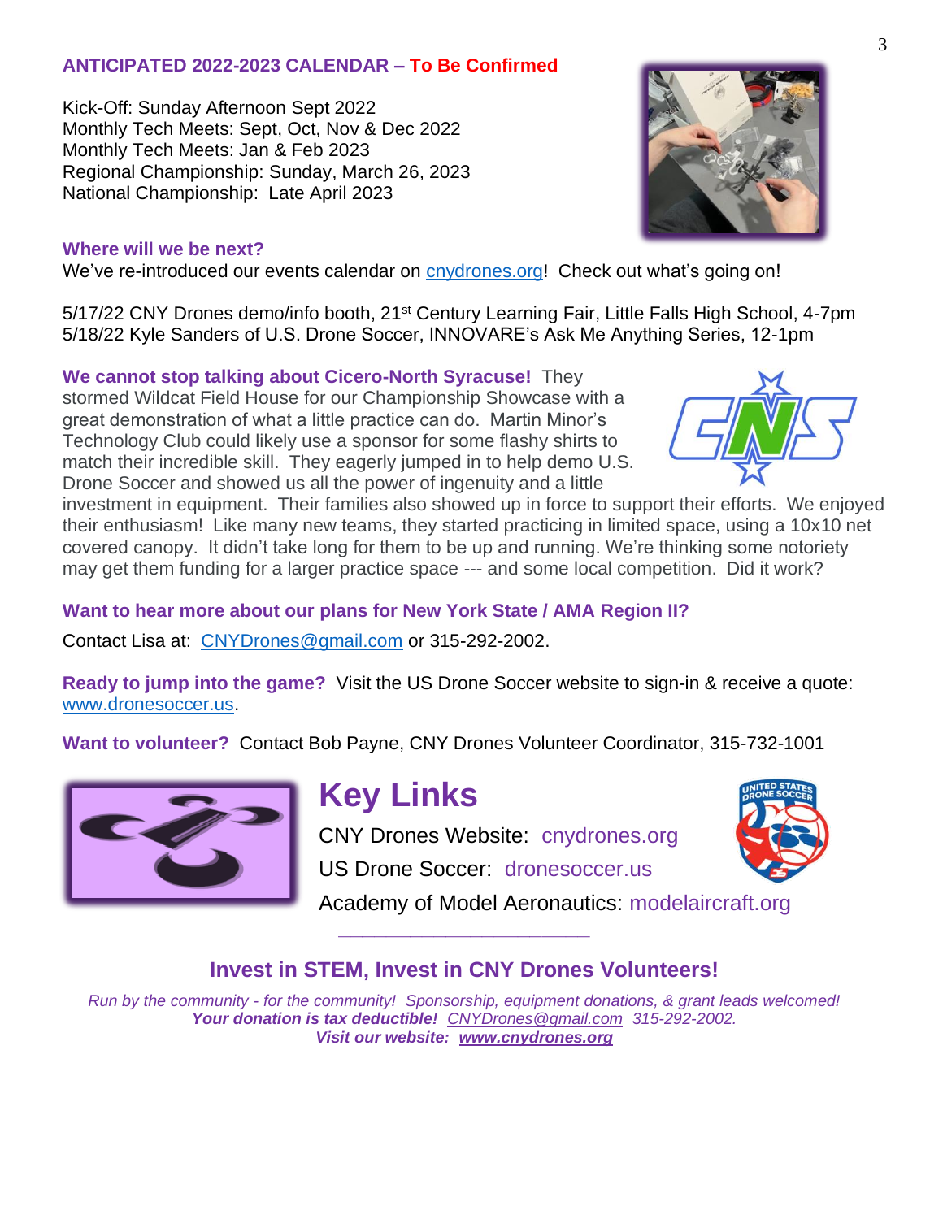**ANTICIPATED 2022-2023 CALENDAR – To Be Confirmed**

Kick-Off: Sunday Afternoon Sept 2022
Monthly Tech Meets: Sept, Oct, Nov & Dec 2022
Monthly Tech Meets: Jan & Feb 2023
Regional Championship: Sunday, March 26, 2023
National Championship: Late April 2023

**Where will we be next?**
We've re-introduced our events calendar on cnydrones.org! Check out what's going on!

5/17/22 CNY Drones demo/info booth, 21st Century Learning Fair, Little Falls High School, 4-7pm
5/18/22 Kyle Sanders of U.S. Drone Soccer, INNOVARE's Ask Me Anything Series, 12-1pm

**We cannot stop talking about Cicero-North Syracuse!** They stormed Wildcat Field House for our Championship Showcase with a great demonstration of what a little practice can do. Martin Minor's Technology Club could likely use a sponsor for some flashy shirts to match their incredible skill. They eagerly jumped in to help demo U.S. Drone Soccer and showed us all the power of ingenuity and a little investment in equipment. Their families also showed up in force to support their efforts. We enjoyed their enthusiasm! Like many new teams, they started practicing in limited space, using a 10x10 net covered canopy. It didn't take long for them to be up and running. We're thinking some notoriety may get them funding for a larger practice space --- and some local competition. Did it work?

**Want to hear more about our plans for New York State / AMA Region II?**

Contact Lisa at: CNYDrones@gmail.com or 315-292-2002.

**Ready to jump into the game?** Visit the US Drone Soccer website to sign-in & receive a quote: www.dronesoccer.us.

**Want to volunteer?** Contact Bob Payne, CNY Drones Volunteer Coordinator, 315-732-1001

## Key Links

CNY Drones Website: cnydrones.org
US Drone Soccer: dronesoccer.us
Academy of Model Aeronautics: modelaircraft.org

**Invest in STEM, Invest in CNY Drones Volunteers!**

*Run by the community - for the community! Sponsorship, equipment donations, & grant leads welcomed!*
***Your donation is tax deductible!*** *CNYDrones@gmail.com 315-292-2002.*
***Visit our website: www.cnydrones.org***